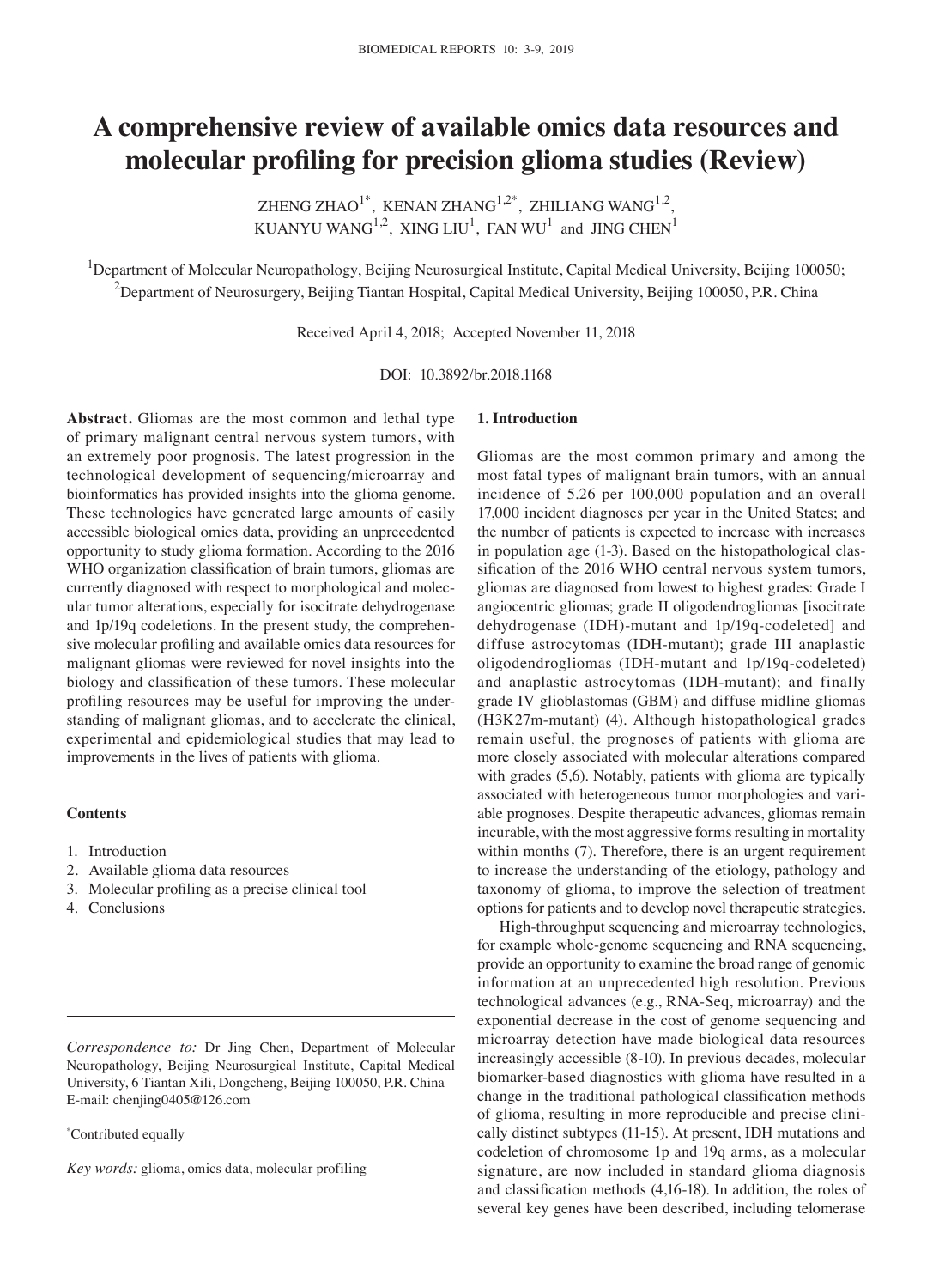# A comprehensive review of available omics data resources and molecular profiling for precision glioma studies (Review)

ZHENG ZHAO[1*], KENAN ZHANG[1,2*], ZHILIANG WANG[1,2], KUANYU WANG[1,2], XING LIU[1], FAN WU[1] and JING CHEN[1]

[1]Department of Molecular Neuropathology, Beijing Neurosurgical Institute, Capital Medical University, Beijing 100050; [2]Department of Neurosurgery, Beijing Tiantan Hospital, Capital Medical University, Beijing 100050, P.R. China

Received April 4, 2018; Accepted November 11, 2018

DOI: 10.3892/br.2018.1168

**Abstract.** Gliomas are the most common and lethal type of primary malignant central nervous system tumors, with an extremely poor prognosis. The latest progression in the technological development of sequencing/microarray and bioinformatics has provided insights into the glioma genome. These technologies have generated large amounts of easily accessible biological omics data, providing an unprecedented opportunity to study glioma formation. According to the 2016 WHO organization classification of brain tumors, gliomas are currently diagnosed with respect to morphological and molecular tumor alterations, especially for isocitrate dehydrogenase and 1p/19q codeletions. In the present study, the comprehensive molecular profiling and available omics data resources for malignant gliomas were reviewed for novel insights into the biology and classification of these tumors. These molecular profiling resources may be useful for improving the understanding of malignant gliomas, and to accelerate the clinical, experimental and epidemiological studies that may lead to improvements in the lives of patients with glioma.

**Contents**

1. Introduction
2. Available glioma data resources
3. Molecular profiling as a precise clinical tool
4. Conclusions

*Correspondence to:* Dr Jing Chen, Department of Molecular Neuropathology, Beijing Neurosurgical Institute, Capital Medical University, 6 Tiantan Xili, Dongcheng, Beijing 100050, P.R. China
E-mail: chenjing0405@126.com

*Contributed equally

*Key words:* glioma, omics data, molecular profiling

## 1. Introduction

Gliomas are the most common primary and among the most fatal types of malignant brain tumors, with an annual incidence of 5.26 per 100,000 population and an overall 17,000 incident diagnoses per year in the United States; and the number of patients is expected to increase with increases in population age (1-3). Based on the histopathological classification of the 2016 WHO central nervous system tumors, gliomas are diagnosed from lowest to highest grades: Grade I angiocentric gliomas; grade II oligodendrogliomas [isocitrate dehydrogenase (IDH)-mutant and 1p/19q-codeleted] and diffuse astrocytomas (IDH-mutant); grade III anaplastic oligodendrogliomas (IDH-mutant and 1p/19q-codeleted) and anaplastic astrocytomas (IDH-mutant); and finally grade IV glioblastomas (GBM) and diffuse midline gliomas (H3K27m-mutant) (4). Although histopathological grades remain useful, the prognoses of patients with glioma are more closely associated with molecular alterations compared with grades (5,6). Notably, patients with glioma are typically associated with heterogeneous tumor morphologies and variable prognoses. Despite therapeutic advances, gliomas remain incurable, with the most aggressive forms resulting in mortality within months (7). Therefore, there is an urgent requirement to increase the understanding of the etiology, pathology and taxonomy of glioma, to improve the selection of treatment options for patients and to develop novel therapeutic strategies.

High-throughput sequencing and microarray technologies, for example whole-genome sequencing and RNA sequencing, provide an opportunity to examine the broad range of genomic information at an unprecedented high resolution. Previous technological advances (e.g., RNA-Seq, microarray) and the exponential decrease in the cost of genome sequencing and microarray detection have made biological data resources increasingly accessible (8-10). In previous decades, molecular biomarker-based diagnostics with glioma have resulted in a change in the traditional pathological classification methods of glioma, resulting in more reproducible and precise clinically distinct subtypes (11-15). At present, IDH mutations and codeletion of chromosome 1p and 19q arms, as a molecular signature, are now included in standard glioma diagnosis and classification methods (4,16-18). In addition, the roles of several key genes have been described, including telomerase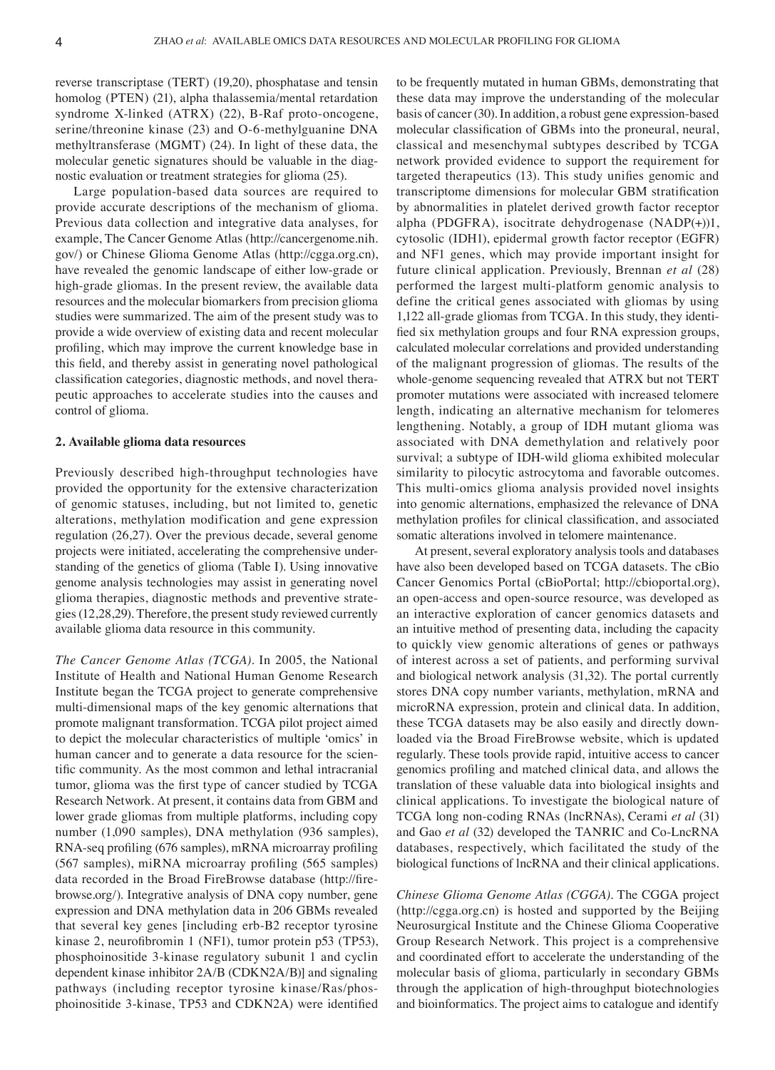reverse transcriptase (TERT) (19,20), phosphatase and tensin homolog (PTEN) (21), alpha thalassemia/mental retardation syndrome X-linked (ATRX) (22), B-Raf proto-oncogene, serine/threonine kinase (23) and O-6-methylguanine DNA methyltransferase (MGMT) (24). In light of these data, the molecular genetic signatures should be valuable in the diagnostic evaluation or treatment strategies for glioma (25).

Large population-based data sources are required to provide accurate descriptions of the mechanism of glioma. Previous data collection and integrative data analyses, for example, The Cancer Genome Atlas (http://cancergenome.nih.gov/) or Chinese Glioma Genome Atlas (http://cgga.org.cn), have revealed the genomic landscape of either low-grade or high-grade gliomas. In the present review, the available data resources and the molecular biomarkers from precision glioma studies were summarized. The aim of the present study was to provide a wide overview of existing data and recent molecular profiling, which may improve the current knowledge base in this field, and thereby assist in generating novel pathological classification categories, diagnostic methods, and novel therapeutic approaches to accelerate studies into the causes and control of glioma.

## 2. Available glioma data resources

Previously described high-throughput technologies have provided the opportunity for the extensive characterization of genomic statuses, including, but not limited to, genetic alterations, methylation modification and gene expression regulation (26,27). Over the previous decade, several genome projects were initiated, accelerating the comprehensive understanding of the genetics of glioma (Table I). Using innovative genome analysis technologies may assist in generating novel glioma therapies, diagnostic methods and preventive strategies (12,28,29). Therefore, the present study reviewed currently available glioma data resource in this community.

*The Cancer Genome Atlas (TCGA).* In 2005, the National Institute of Health and National Human Genome Research Institute began the TCGA project to generate comprehensive multi-dimensional maps of the key genomic alternations that promote malignant transformation. TCGA pilot project aimed to depict the molecular characteristics of multiple 'omics' in human cancer and to generate a data resource for the scientific community. As the most common and lethal intracranial tumor, glioma was the first type of cancer studied by TCGA Research Network. At present, it contains data from GBM and lower grade gliomas from multiple platforms, including copy number (1,090 samples), DNA methylation (936 samples), RNA-seq profiling (676 samples), mRNA microarray profiling (567 samples), miRNA microarray profiling (565 samples) data recorded in the Broad FireBrowse database (http://firebrowse.org/). Integrative analysis of DNA copy number, gene expression and DNA methylation data in 206 GBMs revealed that several key genes [including erb-B2 receptor tyrosine kinase 2, neurofibromin 1 (NF1), tumor protein p53 (TP53), phosphoinositide 3-kinase regulatory subunit 1 and cyclin dependent kinase inhibitor 2A/B (CDKN2A/B)] and signaling pathways (including receptor tyrosine kinase/Ras/phosphoinositide 3-kinase, TP53 and CDKN2A) were identified to be frequently mutated in human GBMs, demonstrating that these data may improve the understanding of the molecular basis of cancer (30). In addition, a robust gene expression-based molecular classification of GBMs into the proneural, neural, classical and mesenchymal subtypes described by TCGA network provided evidence to support the requirement for targeted therapeutics (13). This study unifies genomic and transcriptome dimensions for molecular GBM stratification by abnormalities in platelet derived growth factor receptor alpha (PDGFRA), isocitrate dehydrogenase (NADP(+))1, cytosolic (IDH1), epidermal growth factor receptor (EGFR) and NF1 genes, which may provide important insight for future clinical application. Previously, Brennan *et al* (28) performed the largest multi-platform genomic analysis to define the critical genes associated with gliomas by using 1,122 all-grade gliomas from TCGA. In this study, they identified six methylation groups and four RNA expression groups, calculated molecular correlations and provided understanding of the malignant progression of gliomas. The results of the whole-genome sequencing revealed that ATRX but not TERT promoter mutations were associated with increased telomere length, indicating an alternative mechanism for telomeres lengthening. Notably, a group of IDH mutant glioma was associated with DNA demethylation and relatively poor survival; a subtype of IDH-wild glioma exhibited molecular similarity to pilocytic astrocytoma and favorable outcomes. This multi-omics glioma analysis provided novel insights into genomic alternations, emphasized the relevance of DNA methylation profiles for clinical classification, and associated somatic alterations involved in telomere maintenance.

At present, several exploratory analysis tools and databases have also been developed based on TCGA datasets. The cBio Cancer Genomics Portal (cBioPortal; http://cbioportal.org), an open-access and open-source resource, was developed as an interactive exploration of cancer genomics datasets and an intuitive method of presenting data, including the capacity to quickly view genomic alterations of genes or pathways of interest across a set of patients, and performing survival and biological network analysis (31,32). The portal currently stores DNA copy number variants, methylation, mRNA and microRNA expression, protein and clinical data. In addition, these TCGA datasets may be also easily and directly downloaded via the Broad FireBrowse website, which is updated regularly. These tools provide rapid, intuitive access to cancer genomics profiling and matched clinical data, and allows the translation of these valuable data into biological insights and clinical applications. To investigate the biological nature of TCGA long non-coding RNAs (lncRNAs), Cerami *et al* (31) and Gao *et al* (32) developed the TANRIC and Co-LncRNA databases, respectively, which facilitated the study of the biological functions of lncRNA and their clinical applications.

*Chinese Glioma Genome Atlas (CGGA).* The CGGA project (http://cgga.org.cn) is hosted and supported by the Beijing Neurosurgical Institute and the Chinese Glioma Cooperative Group Research Network. This project is a comprehensive and coordinated effort to accelerate the understanding of the molecular basis of glioma, particularly in secondary GBMs through the application of high-throughput biotechnologies and bioinformatics. The project aims to catalogue and identify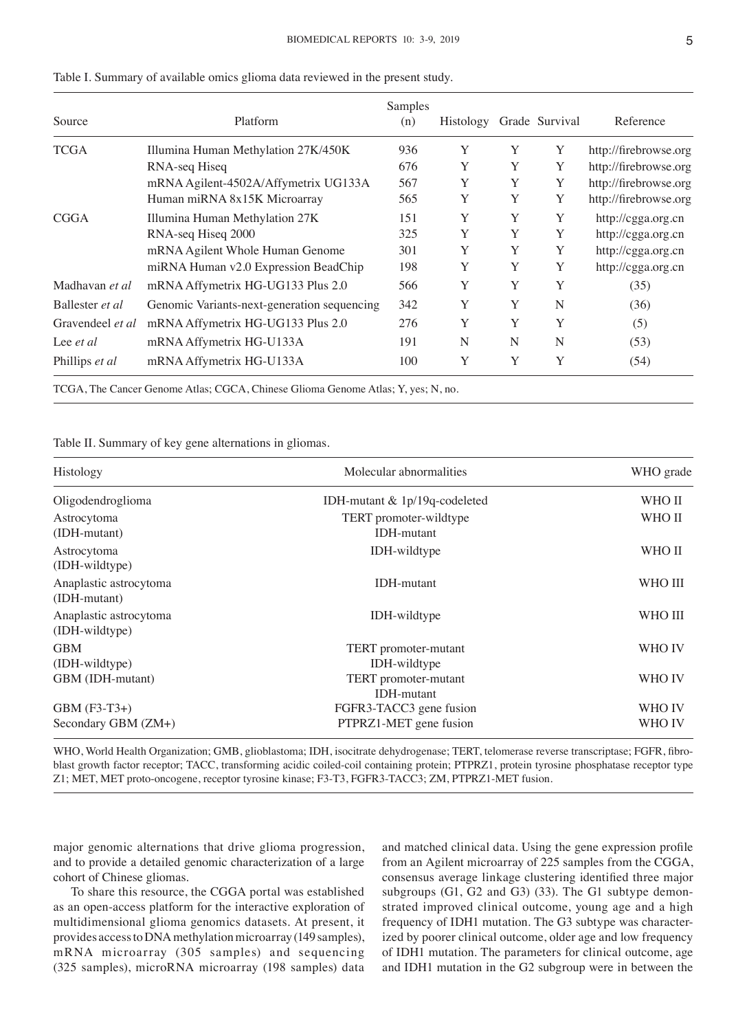Table I. Summary of available omics glioma data reviewed in the present study.

| Source | Platform | Samples (n) | Histology | Grade | Survival | Reference |
|---|---|---|---|---|---|---|
| TCGA | Illumina Human Methylation 27K/450K | 936 | Y | Y | Y | http://firebrowse.org |
| | RNA-seq Hiseq | 676 | Y | Y | Y | http://firebrowse.org |
| | mRNA Agilent-4502A/Affymetrix UG133A | 567 | Y | Y | Y | http://firebrowse.org |
| | Human miRNA 8x15K Microarray | 565 | Y | Y | Y | http://firebrowse.org |
| CGGA | Illumina Human Methylation 27K | 151 | Y | Y | Y | http://cgga.org.cn |
| | RNA-seq Hiseq 2000 | 325 | Y | Y | Y | http://cgga.org.cn |
| | mRNA Agilent Whole Human Genome | 301 | Y | Y | Y | http://cgga.org.cn |
| | miRNA Human v2.0 Expression BeadChip | 198 | Y | Y | Y | http://cgga.org.cn |
| Madhavan *et al* | mRNA Affymetrix HG-UG133 Plus 2.0 | 566 | Y | Y | Y | (35) |
| Ballester *et al* | Genomic Variants-next-generation sequencing | 342 | Y | Y | N | (36) |
| Gravendeel *et al* | mRNA Affymetrix HG-UG133 Plus 2.0 | 276 | Y | Y | Y | (5) |
| Lee *et al* | mRNA Affymetrix HG-U133A | 191 | N | N | N | (53) |
| Phillips *et al* | mRNA Affymetrix HG-U133A | 100 | Y | Y | Y | (54) |

TCGA, The Cancer Genome Atlas; CGCA, Chinese Glioma Genome Atlas; Y, yes; N, no.

Table II. Summary of key gene alternations in gliomas.

| Histology | Molecular abnormalities | WHO grade |
|---|---|---|
| Oligodendroglioma | IDH-mutant & 1p/19q-codeleted | WHO II |
| Astrocytoma (IDH-mutant) | TERT promoter-wildtype IDH-mutant | WHO II |
| Astrocytoma (IDH-wildtype) | IDH-wildtype | WHO II |
| Anaplastic astrocytoma (IDH-mutant) | IDH-mutant | WHO III |
| Anaplastic astrocytoma (IDH-wildtype) | IDH-wildtype | WHO III |
| GBM (IDH-wildtype) | TERT promoter-mutant IDH-wildtype | WHO IV |
| GBM (IDH-mutant) | TERT promoter-mutant IDH-mutant | WHO IV |
| GBM (F3-T3+) | FGFR3-TACC3 gene fusion | WHO IV |
| Secondary GBM (ZM+) | PTPRZ1-MET gene fusion | WHO IV |

WHO, World Health Organization; GMB, glioblastoma; IDH, isocitrate dehydrogenase; TERT, telomerase reverse transcriptase; FGFR, fibroblast growth factor receptor; TACC, transforming acidic coiled-coil containing protein; PTPRZ1, protein tyrosine phosphatase receptor type Z1; MET, MET proto-oncogene, receptor tyrosine kinase; F3-T3, FGFR3-TACC3; ZM, PTPRZ1-MET fusion.

major genomic alternations that drive glioma progression, and to provide a detailed genomic characterization of a large cohort of Chinese gliomas.

To share this resource, the CGGA portal was established as an open-access platform for the interactive exploration of multidimensional glioma genomics datasets. At present, it provides access to DNA methylation microarray (149 samples), mRNA microarray (305 samples) and sequencing (325 samples), microRNA microarray (198 samples) data and matched clinical data. Using the gene expression profile from an Agilent microarray of 225 samples from the CGGA, consensus average linkage clustering identified three major subgroups (G1, G2 and G3) (33). The G1 subtype demonstrated improved clinical outcome, young age and a high frequency of IDH1 mutation. The G3 subtype was characterized by poorer clinical outcome, older age and low frequency of IDH1 mutation. The parameters for clinical outcome, age and IDH1 mutation in the G2 subgroup were in between the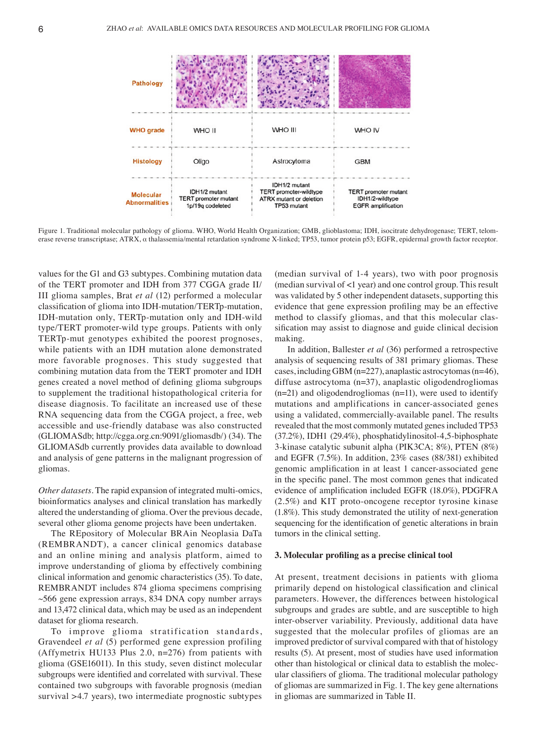| | | | |
|---|---|---|---|
| Pathology | | | |
| WHO grade | WHO II | WHO III | WHO IV |
| Histology | Oligo | Astrocytoma | GBM |
| Molecular Abnormalities | IDH1/2 mutant<br>TERT promoter mutant<br>1p/19q codeleted | IDH1/2 mutant<br>TERT promoter-wildtype<br>ATRX mutant or deletion<br>TP53 mutant | TERT promoter mutant<br>IDH1/2-wildtype<br>EGFR amplification |

Figure 1. Traditional molecular pathology of glioma. WHO, World Health Organization; GMB, glioblastoma; IDH, isocitrate dehydrogenase; TERT, telomerase reverse transcriptase; ATRX, α thalassemia/mental retardation syndrome X-linked; TP53, tumor protein p53; EGFR, epidermal growth factor receptor.

values for the G1 and G3 subtypes. Combining mutation data of the TERT promoter and IDH from 377 CGGA grade II/III glioma samples, Brat *et al* (12) performed a molecular classification of glioma into IDH-mutation/TERTp-mutation, IDH-mutation only, TERTp-mutation only and IDH-wild type/TERT promoter-wild type groups. Patients with only TERTp-mut genotypes exhibited the poorest prognoses, while patients with an IDH mutation alone demonstrated more favorable prognoses. This study suggested that combining mutation data from the TERT promoter and IDH genes created a novel method of defining glioma subgroups to supplement the traditional histopathological criteria for disease diagnosis. To facilitate an increased use of these RNA sequencing data from the CGGA project, a free, web accessible and use-friendly database was also constructed (GLIOMASdb; http://cgga.org.cn:9091/gliomasdb/) (34). The GLIOMASdb currently provides data available to download and analysis of gene patterns in the malignant progression of gliomas.

*Other datasets*. The rapid expansion of integrated multi-omics, bioinformatics analyses and clinical translation has markedly altered the understanding of glioma. Over the previous decade, several other glioma genome projects have been undertaken.

The REpository of Molecular BRAin Neoplasia DaTa (REMBRANDT), a cancer clinical genomics database and an online mining and analysis platform, aimed to improve understanding of glioma by effectively combining clinical information and genomic characteristics (35). To date, REMBRANDT includes 874 glioma specimens comprising ~566 gene expression arrays, 834 DNA copy number arrays and 13,472 clinical data, which may be used as an independent dataset for glioma research.

To improve glioma stratification standards, Gravendeel *et al* (5) performed gene expression profiling (Affymetrix HU133 Plus 2.0, n=276) from patients with glioma (GSE16011). In this study, seven distinct molecular subgroups were identified and correlated with survival. These contained two subgroups with favorable prognosis (median survival >4.7 years), two intermediate prognostic subtypes (median survival of 1-4 years), two with poor prognosis (median survival of <1 year) and one control group. This result was validated by 5 other independent datasets, supporting this evidence that gene expression profiling may be an effective method to classify gliomas, and that this molecular classification may assist to diagnose and guide clinical decision making.

In addition, Ballester *et al* (36) performed a retrospective analysis of sequencing results of 381 primary gliomas. These cases, including GBM (n=227), anaplastic astrocytomas (n=46), diffuse astrocytoma (n=37), anaplastic oligodendrogliomas (n=21) and oligodendrogliomas (n=11), were used to identify mutations and amplifications in cancer-associated genes using a validated, commercially-available panel. The results revealed that the most commonly mutated genes included TP53 (37.2%), IDH1 (29.4%), phosphatidylinositol-4,5-biphosphate 3-kinase catalytic subunit alpha (PIK3CA; 8%), PTEN (8%) and EGFR (7.5%). In addition, 23% cases (88/381) exhibited genomic amplification in at least 1 cancer-associated gene in the specific panel. The most common genes that indicated evidence of amplification included EGFR (18.0%), PDGFRA (2.5%) and KIT proto-oncogene receptor tyrosine kinase (1.8%). This study demonstrated the utility of next-generation sequencing for the identification of genetic alterations in brain tumors in the clinical setting.

## 3. Molecular profiling as a precise clinical tool

At present, treatment decisions in patients with glioma primarily depend on histological classification and clinical parameters. However, the differences between histological subgroups and grades are subtle, and are susceptible to high inter-observer variability. Previously, additional data have suggested that the molecular profiles of gliomas are an improved predictor of survival compared with that of histology results (5). At present, most of studies have used information other than histological or clinical data to establish the molecular classifiers of glioma. The traditional molecular pathology of gliomas are summarized in Fig. 1. The key gene alternations in gliomas are summarized in Table II.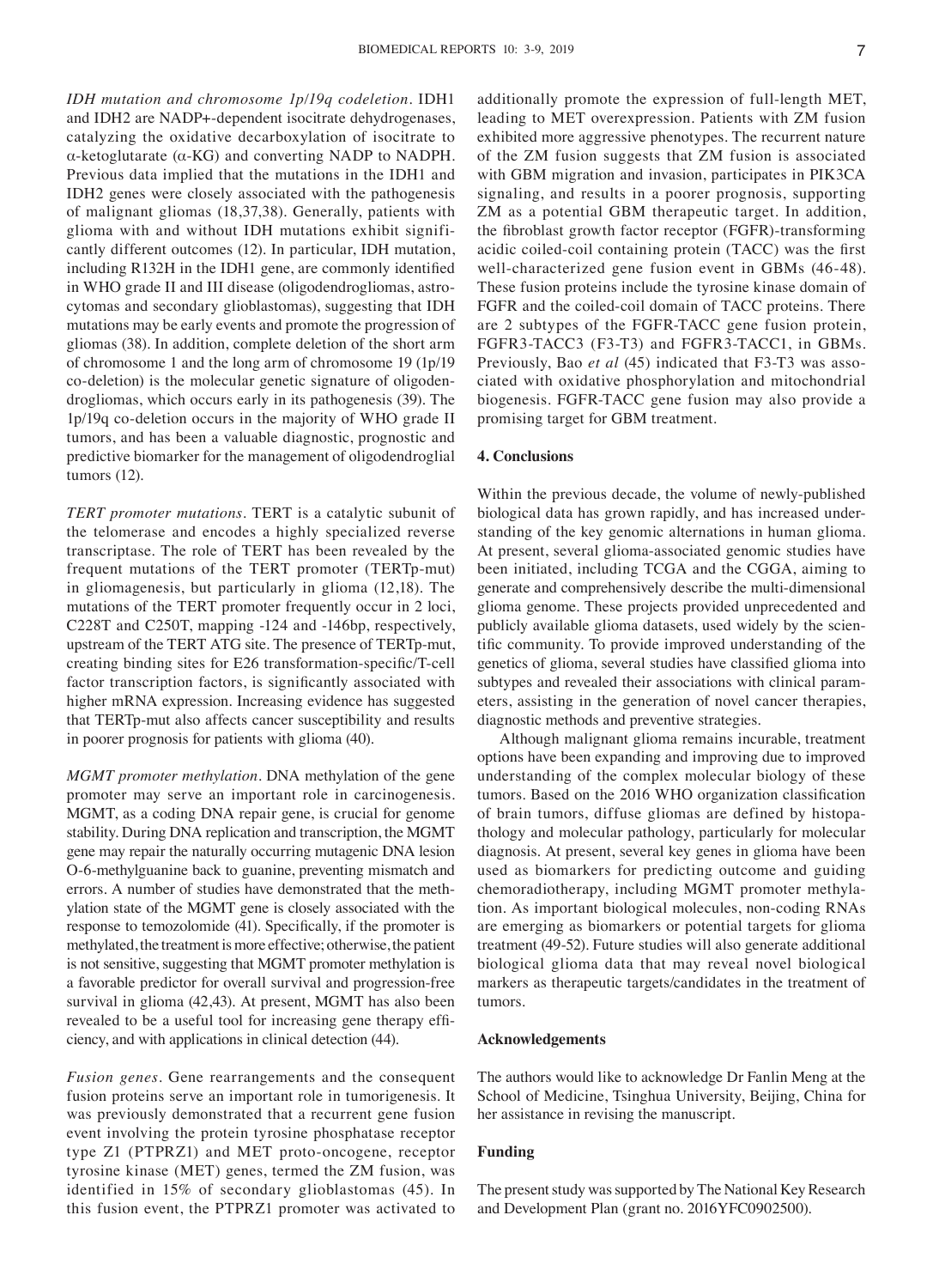*IDH mutation and chromosome 1p/19q codeletion*. IDH1 and IDH2 are NADP+-dependent isocitrate dehydrogenases, catalyzing the oxidative decarboxylation of isocitrate to α-ketoglutarate (α-KG) and converting NADP to NADPH. Previous data implied that the mutations in the IDH1 and IDH2 genes were closely associated with the pathogenesis of malignant gliomas (18,37,38). Generally, patients with glioma with and without IDH mutations exhibit significantly different outcomes (12). In particular, IDH mutation, including R132H in the IDH1 gene, are commonly identified in WHO grade II and III disease (oligodendrogliomas, astrocytomas and secondary glioblastomas), suggesting that IDH mutations may be early events and promote the progression of gliomas (38). In addition, complete deletion of the short arm of chromosome 1 and the long arm of chromosome 19 (1p/19 co-deletion) is the molecular genetic signature of oligodendrogliomas, which occurs early in its pathogenesis (39). The 1p/19q co-deletion occurs in the majority of WHO grade II tumors, and has been a valuable diagnostic, prognostic and predictive biomarker for the management of oligodendroglial tumors (12).

*TERT promoter mutations*. TERT is a catalytic subunit of the telomerase and encodes a highly specialized reverse transcriptase. The role of TERT has been revealed by the frequent mutations of the TERT promoter (TERTp-mut) in gliomagenesis, but particularly in glioma (12,18). The mutations of the TERT promoter frequently occur in 2 loci, C228T and C250T, mapping -124 and -146bp, respectively, upstream of the TERT ATG site. The presence of TERTp-mut, creating binding sites for E26 transformation-specific/T-cell factor transcription factors, is significantly associated with higher mRNA expression. Increasing evidence has suggested that TERTp-mut also affects cancer susceptibility and results in poorer prognosis for patients with glioma (40).

*MGMT promoter methylation*. DNA methylation of the gene promoter may serve an important role in carcinogenesis. MGMT, as a coding DNA repair gene, is crucial for genome stability. During DNA replication and transcription, the MGMT gene may repair the naturally occurring mutagenic DNA lesion O-6-methylguanine back to guanine, preventing mismatch and errors. A number of studies have demonstrated that the methylation state of the MGMT gene is closely associated with the response to temozolomide (41). Specifically, if the promoter is methylated, the treatment is more effective; otherwise, the patient is not sensitive, suggesting that MGMT promoter methylation is a favorable predictor for overall survival and progression-free survival in glioma (42,43). At present, MGMT has also been revealed to be a useful tool for increasing gene therapy efficiency, and with applications in clinical detection (44).

*Fusion genes*. Gene rearrangements and the consequent fusion proteins serve an important role in tumorigenesis. It was previously demonstrated that a recurrent gene fusion event involving the protein tyrosine phosphatase receptor type Z1 (PTPRZ1) and MET proto-oncogene, receptor tyrosine kinase (MET) genes, termed the ZM fusion, was identified in 15% of secondary glioblastomas (45). In this fusion event, the PTPRZ1 promoter was activated to additionally promote the expression of full-length MET, leading to MET overexpression. Patients with ZM fusion exhibited more aggressive phenotypes. The recurrent nature of the ZM fusion suggests that ZM fusion is associated with GBM migration and invasion, participates in PIK3CA signaling, and results in a poorer prognosis, supporting ZM as a potential GBM therapeutic target. In addition, the fibroblast growth factor receptor (FGFR)-transforming acidic coiled-coil containing protein (TACC) was the first well-characterized gene fusion event in GBMs (46-48). These fusion proteins include the tyrosine kinase domain of FGFR and the coiled-coil domain of TACC proteins. There are 2 subtypes of the FGFR-TACC gene fusion protein, FGFR3-TACC3 (F3-T3) and FGFR3-TACC1, in GBMs. Previously, Bao *et al* (45) indicated that F3-T3 was associated with oxidative phosphorylation and mitochondrial biogenesis. FGFR-TACC gene fusion may also provide a promising target for GBM treatment.

## 4. Conclusions

Within the previous decade, the volume of newly-published biological data has grown rapidly, and has increased understanding of the key genomic alternations in human glioma. At present, several glioma-associated genomic studies have been initiated, including TCGA and the CGGA, aiming to generate and comprehensively describe the multi-dimensional glioma genome. These projects provided unprecedented and publicly available glioma datasets, used widely by the scientific community. To provide improved understanding of the genetics of glioma, several studies have classified glioma into subtypes and revealed their associations with clinical parameters, assisting in the generation of novel cancer therapies, diagnostic methods and preventive strategies.

Although malignant glioma remains incurable, treatment options have been expanding and improving due to improved understanding of the complex molecular biology of these tumors. Based on the 2016 WHO organization classification of brain tumors, diffuse gliomas are defined by histopathology and molecular pathology, particularly for molecular diagnosis. At present, several key genes in glioma have been used as biomarkers for predicting outcome and guiding chemoradiotherapy, including MGMT promoter methylation. As important biological molecules, non-coding RNAs are emerging as biomarkers or potential targets for glioma treatment (49-52). Future studies will also generate additional biological glioma data that may reveal novel biological markers as therapeutic targets/candidates in the treatment of tumors.

## Acknowledgements

The authors would like to acknowledge Dr Fanlin Meng at the School of Medicine, Tsinghua University, Beijing, China for her assistance in revising the manuscript.

## Funding

The present study was supported by The National Key Research and Development Plan (grant no. 2016YFC0902500).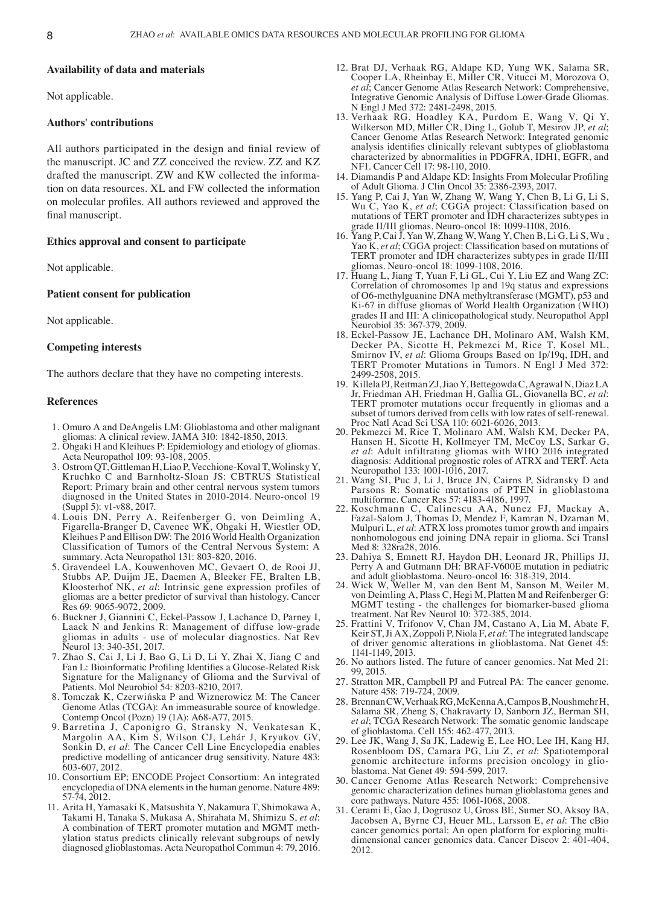### Availability of data and materials

Not applicable.

### Authors' contributions

All authors participated in the design and finial review of the manuscript. JC and ZZ conceived the review. ZZ and KZ drafted the manuscript. ZW and KW collected the information on data resources. XL and FW collected the information on molecular profiles. All authors reviewed and approved the final manuscript.

### Ethics approval and consent to participate

Not applicable.

### Patient consent for publication

Not applicable.

### Competing interests

The authors declare that they have no competing interests.

### References

1. Omuro A and DeAngelis LM: Glioblastoma and other malignant gliomas: A clinical review. JAMA 310: 1842-1850, 2013.
2. Ohgaki H and Kleihues P: Epidemiology and etiology of gliomas. Acta Neuropathol 109: 93-108, 2005.
3. Ostrom QT, Gittleman H, Liao P, Vecchione-Koval T, Wolinsky Y, Kruchko C and Barnholtz-Sloan JS: CBTRUS Statistical Report: Primary brain and other central nervous system tumors diagnosed in the United States in 2010-2014. Neuro-oncol 19 (Suppl 5): v1-v88, 2017.
4. Louis DN, Perry A, Reifenberger G, von Deimling A, Figarella-Branger D, Cavenee WK, Ohgaki H, Wiestler OD, Kleihues P and Ellison DW: The 2016 World Health Organization Classification of Tumors of the Central Nervous System: A summary. Acta Neuropathol 131: 803-820, 2016.
5. Gravendeel LA, Kouwenhoven MC, Gevaert O, de Rooi JJ, Stubbs AP, Duijm JE, Daemen A, Bleeker FE, Bralten LB, Kloosterhof NK, *et al*: Intrinsic gene expression profiles of gliomas are a better predictor of survival than histology. Cancer Res 69: 9065-9072, 2009.
6. Buckner J, Giannini C, Eckel-Passow J, Lachance D, Parney I, Laack N and Jenkins R: Management of diffuse low-grade gliomas in adults - use of molecular diagnostics. Nat Rev Neurol 13: 340-351, 2017.
7. Zhao S, Cai J, Li J, Bao G, Li D, Li Y, Zhai X, Jiang C and Fan L: Bioinformatic Profiling Identifies a Glucose-Related Risk Signature for the Malignancy of Glioma and the Survival of Patients. Mol Neurobiol 54: 8203-8210, 2017.
8. Tomczak K, Czerwińska P and Wiznerowicz M: The Cancer Genome Atlas (TCGA): An immeasurable source of knowledge. Contemp Oncol (Pozn) 19 (1A): A68-A77, 2015.
9. Barretina J, Caponigro G, Stransky N, Venkatesan K, Margolin AA, Kim S, Wilson CJ, Lehár J, Kryukov GV, Sonkin D, *et al*: The Cancer Cell Line Encyclopedia enables predictive modelling of anticancer drug sensitivity. Nature 483: 603-607, 2012.
10. Consortium EP; ENCODE Project Consortium: An integrated encyclopedia of DNA elements in the human genome. Nature 489: 57-74, 2012.
11. Arita H, Yamasaki K, Matsushita Y, Nakamura T, Shimokawa A, Takami H, Tanaka S, Mukasa A, Shirahata M, Shimizu S, *et al*: A combination of TERT promoter mutation and MGMT methylation status predicts clinically relevant subgroups of newly diagnosed glioblastomas. Acta Neuropathol Commun 4: 79, 2016.
12. Brat DJ, Verhaak RG, Aldape KD, Yung WK, Salama SR, Cooper LA, Rheinbay E, Miller CR, Vitucci M, Morozova O, *et al*; Cancer Genome Atlas Research Network: Comprehensive, Integrative Genomic Analysis of Diffuse Lower-Grade Gliomas. N Engl J Med 372: 2481-2498, 2015.
13. Verhaak RG, Hoadley KA, Purdom E, Wang V, Qi Y, Wilkerson MD, Miller CR, Ding L, Golub T, Mesirov JP, *et al*; Cancer Genome Atlas Research Network: Integrated genomic analysis identifies clinically relevant subtypes of glioblastoma characterized by abnormalities in PDGFRA, IDH1, EGFR, and NF1. Cancer Cell 17: 98-110, 2010.
14. Diamandis P and Aldape KD: Insights From Molecular Profiling of Adult Glioma. J Clin Oncol 35: 2386-2393, 2017.
15. Yang P, Cai J, Yan W, Zhang W, Wang Y, Chen B, Li G, Li S, Wu C, Yao K, *et al*; CGGA project: Classification based on mutations of TERT promoter and IDH characterizes subtypes in grade II/III gliomas. Neuro-oncol 18: 1099-1108, 2016.
16. Yang P, Cai J, Yan W, Zhang W, Wang Y, Chen B, Li G, Li S, Wu , Yao K, *et al*; CGGA project: Classification based on mutations of TERT promoter and IDH characterizes subtypes in grade II/III gliomas. Neuro-oncol 18: 1099-1108, 2016.
17. Huang L, Jiang T, Yuan F, Li GL, Cui Y, Liu EZ and Wang ZC: Correlation of chromosomes 1p and 19q status and expressions of O6-methylguanine DNA methyltransferase (MGMT), p53 and Ki-67 in diffuse gliomas of World Health Organization (WHO) grades II and III: A clinicopathological study. Neuropathol Appl Neurobiol 35: 367-379, 2009.
18. Eckel-Passow JE, Lachance DH, Molinaro AM, Walsh KM, Decker PA, Sicotte H, Pekmezci M, Rice T, Kosel ML, Smirnov IV, *et al*: Glioma Groups Based on 1p/19q, IDH, and TERT Promoter Mutations in Tumors. N Engl J Med 372: 2499-2508, 2015.
19. Killela PJ, Reitman ZJ, Jiao Y, Bettegowda C, Agrawal N, Diaz LA Jr, Friedman AH, Friedman H, Gallia GL, Giovanella BC, *et al*: TERT promoter mutations occur frequently in gliomas and a subset of tumors derived from cells with low rates of self-renewal. Proc Natl Acad Sci USA 110: 6021-6026, 2013.
20. Pekmezci M, Rice T, Molinaro AM, Walsh KM, Decker PA, Hansen H, Sicotte H, Kollmeyer TM, McCoy LS, Sarkar G, *et al*: Adult infiltrating gliomas with WHO 2016 integrated diagnosis: Additional prognostic roles of ATRX and TERT. Acta Neuropathol 133: 1001-1016, 2017.
21. Wang SI, Puc J, Li J, Bruce JN, Cairns P, Sidransky D and Parsons R: Somatic mutations of PTEN in glioblastoma multiforme. Cancer Res 57: 4183-4186, 1997.
22. Koschmann C, Calinescu AA, Nunez FJ, Mackay A, Fazal-Salom J, Thomas D, Mendez F, Kamran N, Dzaman M, Mulpuri L, *et al*: ATRX loss promotes tumor growth and impairs nonhomologous end joining DNA repair in glioma. Sci Transl Med 8: 328ra28, 2016.
23. Dahiya S, Emnett RJ, Haydon DH, Leonard JR, Phillips JJ, Perry A and Gutmann DH: BRAF-V600E mutation in pediatric and adult glioblastoma. Neuro-oncol 16: 318-319, 2014.
24. Wick W, Weller M, van den Bent M, Sanson M, Weiler M, von Deimling A, Plass C, Hegi M, Platten M and Reifenberger G: MGMT testing - the challenges for biomarker-based glioma treatment. Nat Rev Neurol 10: 372-385, 2014.
25. Frattini V, Trifonov V, Chan JM, Castano A, Lia M, Abate F, Keir ST, Ji AX, Zoppoli P, Niola F, *et al*: The integrated landscape of driver genomic alterations in glioblastoma. Nat Genet 45: 1141-1149, 2013.
26. No authors listed. The future of cancer genomics. Nat Med 21: 99, 2015.
27. Stratton MR, Campbell PJ and Futreal PA: The cancer genome. Nature 458: 719-724, 2009.
28. Brennan CW, Verhaak RG, McKenna A, Campos B, Noushmehr H, Salama SR, Zheng S, Chakravarty D, Sanborn JZ, Berman SH, *et al*; TCGA Research Network: The somatic genomic landscape of glioblastoma. Cell 155: 462-477, 2013.
29. Lee JK, Wang J, Sa JK, Ladewig E, Lee HO, Lee IH, Kang HJ, Rosenbloom DS, Camara PG, Liu Z, *et al*: Spatiotemporal genomic architecture informs precision oncology in glioblastoma. Nat Genet 49: 594-599, 2017.
30. Cancer Genome Atlas Research Network: Comprehensive genomic characterization defines human glioblastoma genes and core pathways. Nature 455: 1061-1068, 2008.
31. Cerami E, Gao J, Dogrusoz U, Gross BE, Sumer SO, Aksoy BA, Jacobsen A, Byrne CJ, Heuer ML, Larsson E, *et al*: The cBio cancer genomics portal: An open platform for exploring multidimensional cancer genomics data. Cancer Discov 2: 401-404, 2012.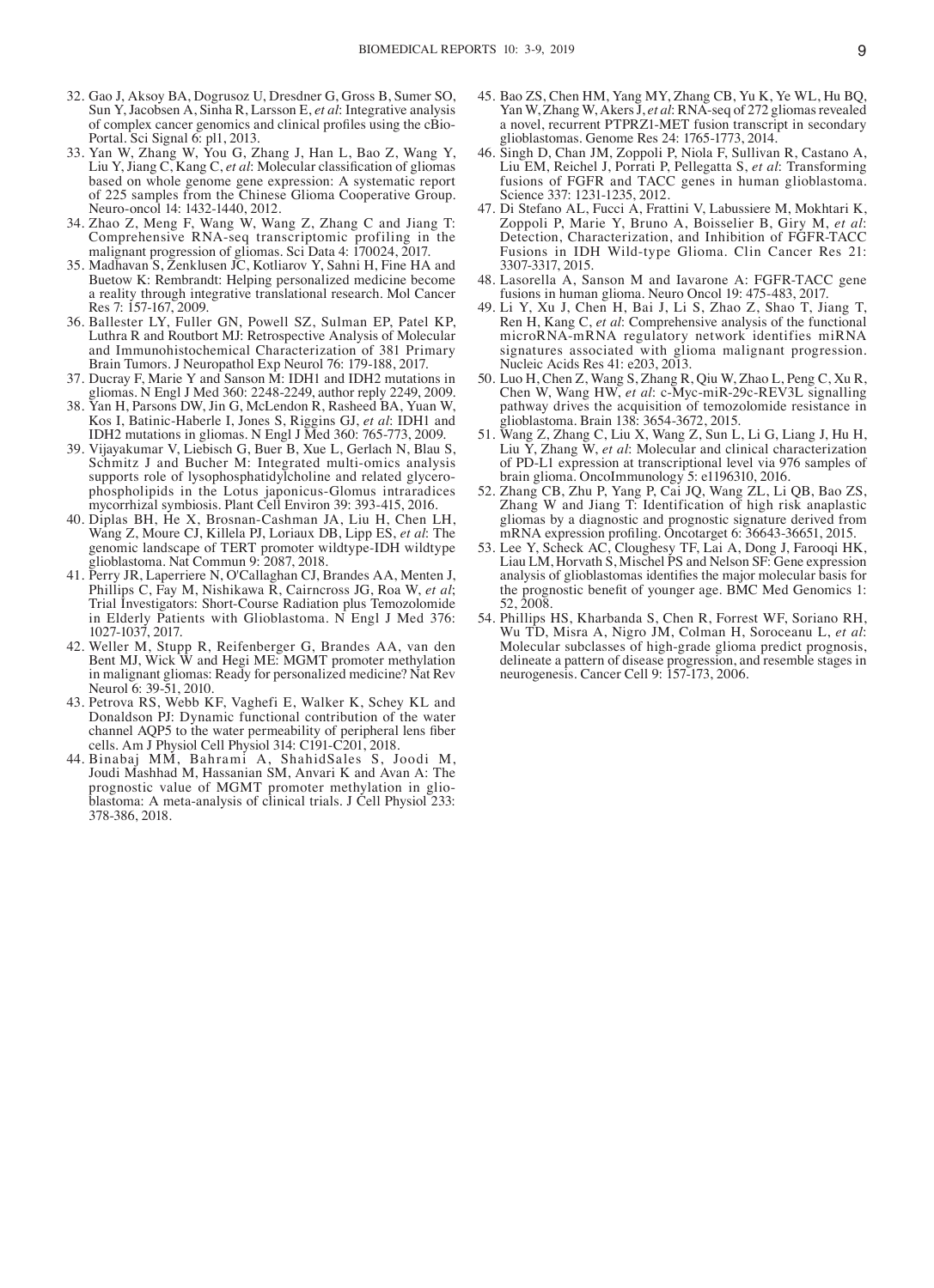32. Gao J, Aksoy BA, Dogrusoz U, Dresdner G, Gross B, Sumer SO, Sun Y, Jacobsen A, Sinha R, Larsson E, *et al*: Integrative analysis of complex cancer genomics and clinical profiles using the cBioPortal. Sci Signal 6: pl1, 2013.
33. Yan W, Zhang W, You G, Zhang J, Han L, Bao Z, Wang Y, Liu Y, Jiang C, Kang C, *et al*: Molecular classification of gliomas based on whole genome gene expression: A systematic report of 225 samples from the Chinese Glioma Cooperative Group. Neuro-oncol 14: 1432-1440, 2012.
34. Zhao Z, Meng F, Wang W, Wang Z, Zhang C and Jiang T: Comprehensive RNA-seq transcriptomic profiling in the malignant progression of gliomas. Sci Data 4: 170024, 2017.
35. Madhavan S, Zenklusen JC, Kotliarov Y, Sahni H, Fine HA and Buetow K: Rembrandt: Helping personalized medicine become a reality through integrative translational research. Mol Cancer Res 7: 157-167, 2009.
36. Ballester LY, Fuller GN, Powell SZ, Sulman EP, Patel KP, Luthra R and Routbort MJ: Retrospective Analysis of Molecular and Immunohistochemical Characterization of 381 Primary Brain Tumors. J Neuropathol Exp Neurol 76: 179-188, 2017.
37. Ducray F, Marie Y and Sanson M: IDH1 and IDH2 mutations in gliomas. N Engl J Med 360: 2248-2249, author reply 2249, 2009.
38. Yan H, Parsons DW, Jin G, McLendon R, Rasheed BA, Yuan W, Kos I, Batinic-Haberle I, Jones S, Riggins GJ, *et al*: IDH1 and IDH2 mutations in gliomas. N Engl J Med 360: 765-773, 2009.
39. Vijayakumar V, Liebisch G, Buer B, Xue L, Gerlach N, Blau S, Schmitz J and Bucher M: Integrated multi-omics analysis supports role of lysophosphatidylcholine and related glycerophospholipids in the Lotus japonicus-Glomus intraradices mycorrhizal symbiosis. Plant Cell Environ 39: 393-415, 2016.
40. Diplas BH, He X, Brosnan-Cashman JA, Liu H, Chen LH, Wang Z, Moure CJ, Killela PJ, Loriaux DB, Lipp ES, *et al*: The genomic landscape of TERT promoter wildtype-IDH wildtype glioblastoma. Nat Commun 9: 2087, 2018.
41. Perry JR, Laperriere N, O'Callaghan CJ, Brandes AA, Menten J, Phillips C, Fay M, Nishikawa R, Cairncross JG, Roa W, *et al*; Trial Investigators: Short-Course Radiation plus Temozolomide in Elderly Patients with Glioblastoma. N Engl J Med 376: 1027-1037, 2017.
42. Weller M, Stupp R, Reifenberger G, Brandes AA, van den Bent MJ, Wick W and Hegi ME: MGMT promoter methylation in malignant gliomas: Ready for personalized medicine? Nat Rev Neurol 6: 39-51, 2010.
43. Petrova RS, Webb KF, Vaghefi E, Walker K, Schey KL and Donaldson PJ: Dynamic functional contribution of the water channel AQP5 to the water permeability of peripheral lens fiber cells. Am J Physiol Cell Physiol 314: C191-C201, 2018.
44. Binabaj MM, Bahrami A, ShahidSales S, Joodi M, Joudi Mashhad M, Hassanian SM, Anvari K and Avan A: The prognostic value of MGMT promoter methylation in glioblastoma: A meta-analysis of clinical trials. J Cell Physiol 233: 378-386, 2018.
45. Bao ZS, Chen HM, Yang MY, Zhang CB, Yu K, Ye WL, Hu BQ, Yan W, Zhang W, Akers J, *et al*: RNA-seq of 272 gliomas revealed a novel, recurrent PTPRZ1-MET fusion transcript in secondary glioblastomas. Genome Res 24: 1765-1773, 2014.
46. Singh D, Chan JM, Zoppoli P, Niola F, Sullivan R, Castano A, Liu EM, Reichel J, Porrati P, Pellegatta S, *et al*: Transforming fusions of FGFR and TACC genes in human glioblastoma. Science 337: 1231-1235, 2012.
47. Di Stefano AL, Fucci A, Frattini V, Labussiere M, Mokhtari K, Zoppoli P, Marie Y, Bruno A, Boisselier B, Giry M, *et al*: Detection, Characterization, and Inhibition of FGFR-TACC Fusions in IDH Wild-type Glioma. Clin Cancer Res 21: 3307-3317, 2015.
48. Lasorella A, Sanson M and Iavarone A: FGFR-TACC gene fusions in human glioma. Neuro Oncol 19: 475-483, 2017.
49. Li Y, Xu J, Chen H, Bai J, Li S, Zhao Z, Shao T, Jiang T, Ren H, Kang C, *et al*: Comprehensive analysis of the functional microRNA-mRNA regulatory network identifies miRNA signatures associated with glioma malignant progression. Nucleic Acids Res 41: e203, 2013.
50. Luo H, Chen Z, Wang S, Zhang R, Qiu W, Zhao L, Peng C, Xu R, Chen W, Wang HW, *et al*: c-Myc-miR-29c-REV3L signalling pathway drives the acquisition of temozolomide resistance in glioblastoma. Brain 138: 3654-3672, 2015.
51. Wang Z, Zhang C, Liu X, Wang Z, Sun L, Li G, Liang J, Hu H, Liu Y, Zhang W, *et al*: Molecular and clinical characterization of PD-L1 expression at transcriptional level via 976 samples of brain glioma. OncoImmunology 5: e1196310, 2016.
52. Zhang CB, Zhu P, Yang P, Cai JQ, Wang ZL, Li QB, Bao ZS, Zhang W and Jiang T: Identification of high risk anaplastic gliomas by a diagnostic and prognostic signature derived from mRNA expression profiling. Oncotarget 6: 36643-36651, 2015.
53. Lee Y, Scheck AC, Cloughesy TF, Lai A, Dong J, Farooqi HK, Liau LM, Horvath S, Mischel PS and Nelson SF: Gene expression analysis of glioblastomas identifies the major molecular basis for the prognostic benefit of younger age. BMC Med Genomics 1: 52, 2008.
54. Phillips HS, Kharbanda S, Chen R, Forrest WF, Soriano RH, Wu TD, Misra A, Nigro JM, Colman H, Soroceanu L, *et al*: Molecular subclasses of high-grade glioma predict prognosis, delineate a pattern of disease progression, and resemble stages in neurogenesis. Cancer Cell 9: 157-173, 2006.